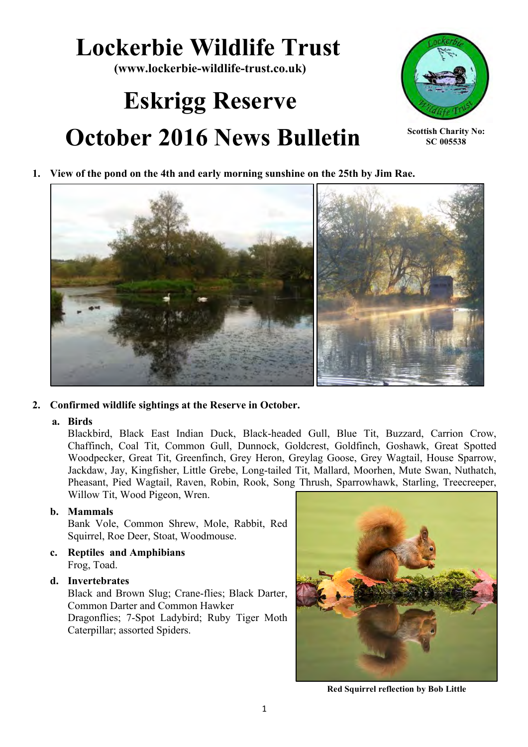# Lockerbie Wildlife Trust

**(www.lockerbie-wildlife-trust.co.uk)**

# Eskrigg Reserve

# October 2016 News Bulletin

**Scottish Charity No: SC 005538**

1. **View of the pond on the 4th and early morning sunshine on the 25th by Jim Rae.**

2. **Confirmed wildlife sightings at the Reserve in October.**

   a. **Birds**
   Blackbird, Black East Indian Duck, Black-headed Gull, Blue Tit, Buzzard, Carrion Crow, Chaffinch, Coal Tit, Common Gull, Dunnock, Goldcrest, Goldfinch, Goshawk, Great Spotted Woodpecker, Great Tit, Greenfinch, Grey Heron, Greylag Goose, Grey Wagtail, House Sparrow, Jackdaw, Jay, Kingfisher, Little Grebe, Long-tailed Tit, Mallard, Moorhen, Mute Swan, Nuthatch, Pheasant, Pied Wagtail, Raven, Robin, Rook, Song Thrush, Sparrowhawk, Starling, Treecreeper, Willow Tit, Wood Pigeon, Wren.

   b. **Mammals**
   Bank Vole, Common Shrew, Mole, Rabbit, Red Squirrel, Roe Deer, Stoat, Woodmouse.

   c. **Reptiles and Amphibians**
   Frog, Toad.

   d. **Invertebrates**
   Black and Brown Slug; Crane-flies; Black Darter, Common Darter and Common Hawker Dragonflies; 7-Spot Ladybird; Ruby Tiger Moth Caterpillar; assorted Spiders.

**Red Squirrel reflection by Bob Little**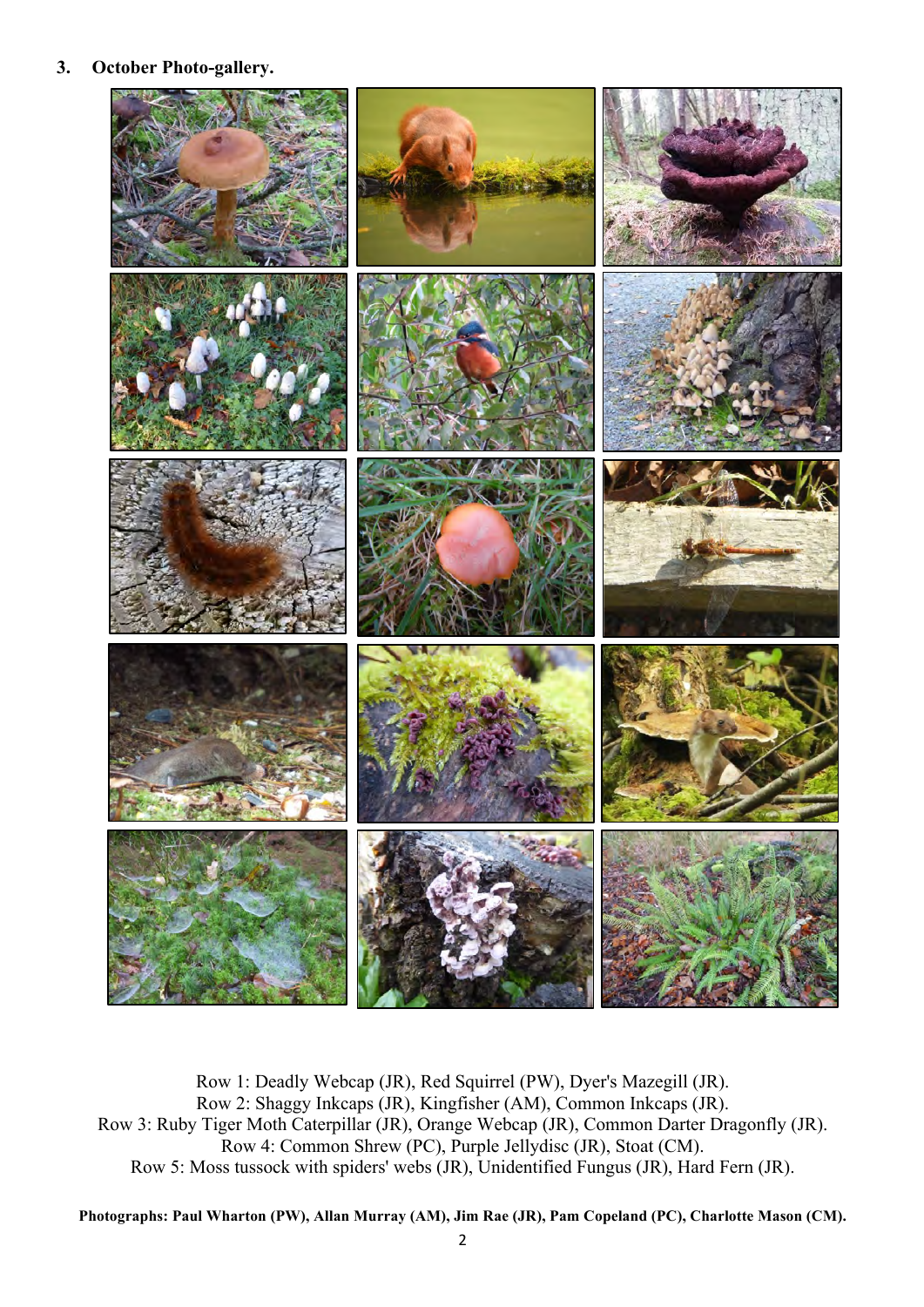## 3. October Photo-gallery.

Row 1: Deadly Webcap (JR), Red Squirrel (PW), Dyer's Mazegill (JR).
Row 2: Shaggy Inkcaps (JR), Kingfisher (AM), Common Inkcaps (JR).
Row 3: Ruby Tiger Moth Caterpillar (JR), Orange Webcap (JR), Common Darter Dragonfly (JR).
Row 4: Common Shrew (PC), Purple Jellydisc (JR), Stoat (CM).
Row 5: Moss tussock with spiders' webs (JR), Unidentified Fungus (JR), Hard Fern (JR).

**Photographs: Paul Wharton (PW), Allan Murray (AM), Jim Rae (JR), Pam Copeland (PC), Charlotte Mason (CM).**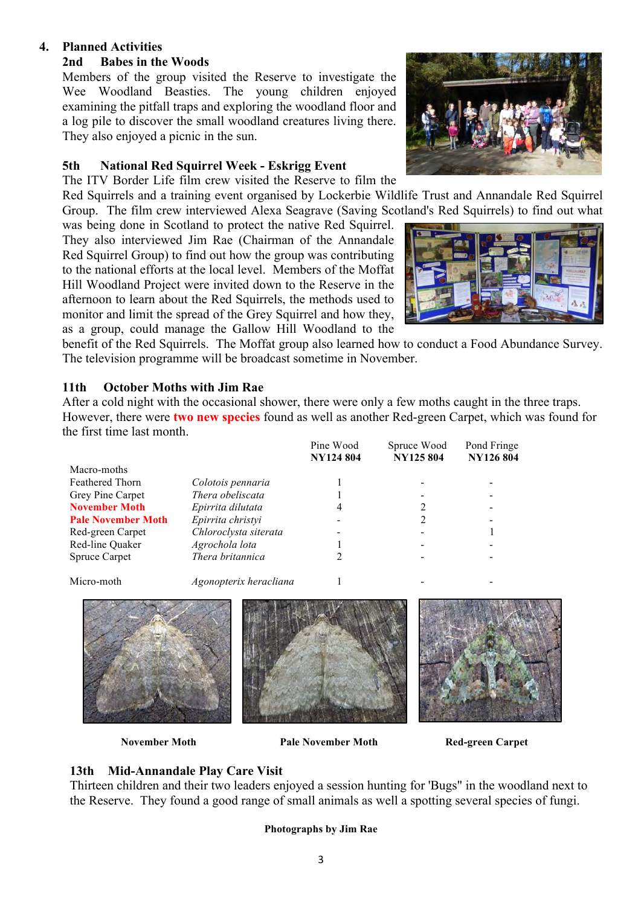## 4. Planned Activities

### 2nd Babes in the Woods

Members of the group visited the Reserve to investigate the Wee Woodland Beasties. The young children enjoyed examining the pitfall traps and exploring the woodland floor and a log pile to discover the small woodland creatures living there. They also enjoyed a picnic in the sun.

### 5th National Red Squirrel Week - Eskrigg Event

The ITV Border Life film crew visited the Reserve to film the Red Squirrels and a training event organised by Lockerbie Wildlife Trust and Annandale Red Squirrel Group. The film crew interviewed Alexa Seagrave (Saving Scotland's Red Squirrels) to find out what was being done in Scotland to protect the native Red Squirrel. They also interviewed Jim Rae (Chairman of the Annandale Red Squirrel Group) to find out how the group was contributing to the national efforts at the local level. Members of the Moffat Hill Woodland Project were invited down to the Reserve in the afternoon to learn about the Red Squirrels, the methods used to monitor and limit the spread of the Grey Squirrel and how they, as a group, could manage the Gallow Hill Woodland to the benefit of the Red Squirrels. The Moffat group also learned how to conduct a Food Abundance Survey. The television programme will be broadcast sometime in November.

### 11th October Moths with Jim Rae

After a cold night with the occasional shower, there were only a few moths caught in the three traps. However, there were **two new species** found as well as another Red-green Carpet, which was found for the first time last month.

| | | Pine Wood **NY124 804** | Spruce Wood **NY125 804** | Pond Fringe **NY126 804** |
|---|---|---|---|---|
| Macro-moths | | | | |
| Feathered Thorn | *Colotois pennaria* | 1 | - | - |
| Grey Pine Carpet | *Thera obeliscata* | 1 | - | - |
| **November Moth** | *Epirrita dilutata* | 4 | 2 | - |
| **Pale November Moth** | *Epirrita christyi* | - | 2 | - |
| Red-green Carpet | *Chloroclysta siterata* | - | - | 1 |
| Red-line Quaker | *Agrochola lota* | 1 | - | - |
| Spruce Carpet | *Thera britannica* | 2 | - | - |
| Micro-moth | *Agonopterix heracliana* | 1 | - | - |

**November Moth** | **Pale November Moth** | **Red-green Carpet**

### 13th Mid-Annandale Play Care Visit

Thirteen children and their two leaders enjoyed a session hunting for 'Bugs" in the woodland next to the Reserve. They found a good range of small animals as well a spotting several species of fungi.

**Photographs by Jim Rae**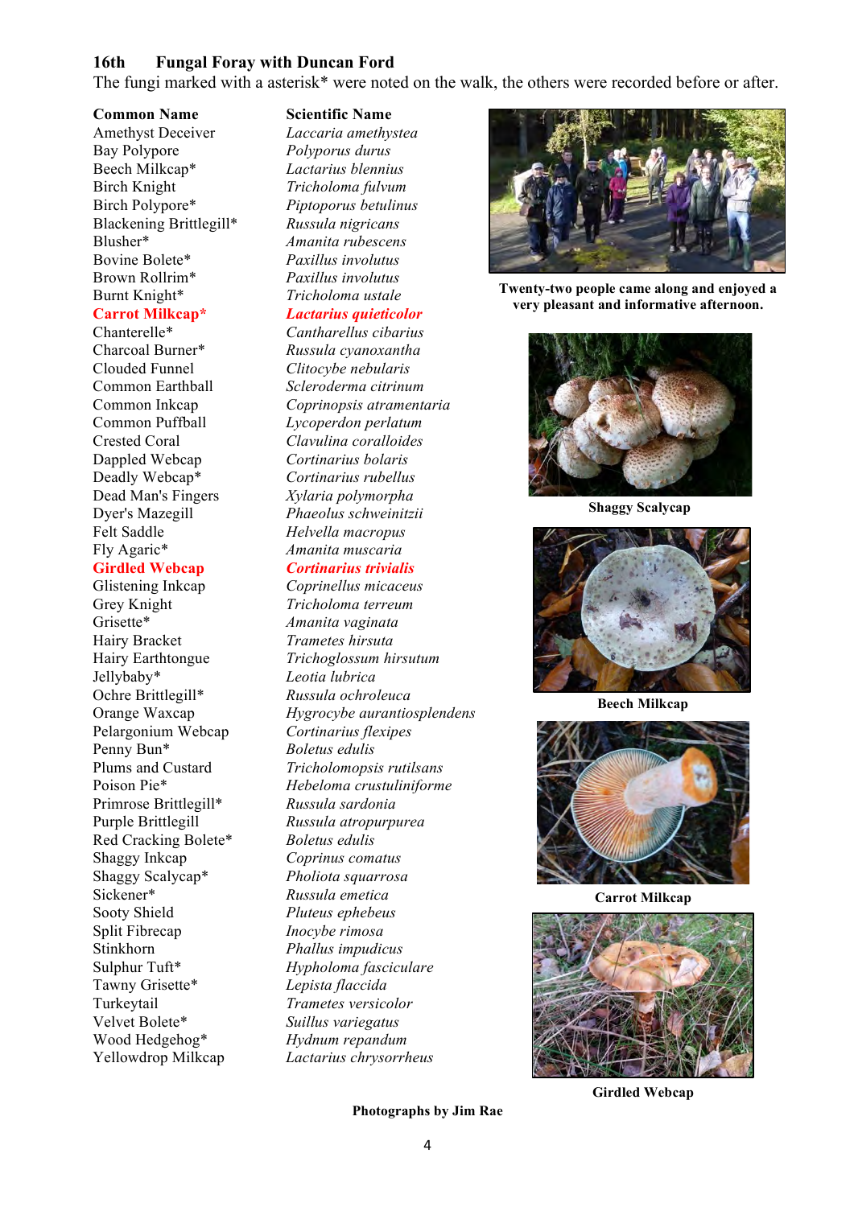### 16th Fungal Foray with Duncan Ford

The fungi marked with a asterisk* were noted on the walk, the others were recorded before or after.

| Common Name | Scientific Name |
|---|---|
| Amethyst Deceiver | *Laccaria amethystea* |
| Bay Polypore | *Polyporus durus* |
| Beech Milkcap* | *Lactarius blennius* |
| Birch Knight | *Tricholoma fulvum* |
| Birch Polypore* | *Piptoporus betulinus* |
| Blackening Brittlegill* | *Russula nigricans* |
| Blusher* | *Amanita rubescens* |
| Bovine Bolete* | *Paxillus involutus* |
| Brown Rollrim* | *Paxillus involutus* |
| Burnt Knight* | *Tricholoma ustale* |
| Carrot Milkcap* | *Lactarius quieticolor* |
| Chanterelle* | *Cantharellus cibarius* |
| Charcoal Burner* | *Russula cyanoxantha* |
| Clouded Funnel | *Clitocybe nebularis* |
| Common Earthball | *Scleroderma citrinum* |
| Common Inkcap | *Coprinopsis atramentaria* |
| Common Puffball | *Lycoperdon perlatum* |
| Crested Coral | *Clavulina coralloides* |
| Dappled Webcap | *Cortinarius bolaris* |
| Deadly Webcap* | *Cortinarius rubellus* |
| Dead Man's Fingers | *Xylaria polymorpha* |
| Dyer's Mazegill | *Phaeolus schweinitzii* |
| Felt Saddle | *Helvella macropus* |
| Fly Agaric* | *Amanita muscaria* |
| Girdled Webcap | *Cortinarius trivialis* |
| Glistening Inkcap | *Coprinellus micaceus* |
| Grey Knight | *Tricholoma terreum* |
| Grisette* | *Amanita vaginata* |
| Hairy Bracket | *Trametes hirsuta* |
| Hairy Earthtongue | *Trichoglossum hirsutum* |
| Jellybaby* | *Leotia lubrica* |
| Ochre Brittlegill* | *Russula ochroleuca* |
| Orange Waxcap | *Hygrocybe aurantiosplendens* |
| Pelargonium Webcap | *Cortinarius flexipes* |
| Penny Bun* | *Boletus edulis* |
| Plums and Custard | *Tricholomopsis rutilsans* |
| Poison Pie* | *Hebeloma crustuliniforme* |
| Primrose Brittlegill* | *Russula sardonia* |
| Purple Brittlegill | *Russula atropurpurea* |
| Red Cracking Bolete* | *Boletus edulis* |
| Shaggy Inkcap | *Coprinus comatus* |
| Shaggy Scalycap* | *Pholiota squarrosa* |
| Sickener* | *Russula emetica* |
| Sooty Shield | *Pluteus ephebeus* |
| Split Fibrecap | *Inocybe rimosa* |
| Stinkhorn | *Phallus impudicus* |
| Sulphur Tuft* | *Hypholoma fasciculare* |
| Tawny Grisette* | *Lepista flaccida* |
| Turkeytail | *Trametes versicolor* |
| Velvet Bolete* | *Suillus variegatus* |
| Wood Hedgehog* | *Hydnum repandum* |
| Yellowdrop Milkcap | *Lactarius chrysorrheus* |

**Twenty-two people came along and enjoyed a very pleasant and informative afternoon.**

**Shaggy Scalycap**

**Beech Milkcap**

**Carrot Milkcap**

**Girdled Webcap**

**Photographs by Jim Rae**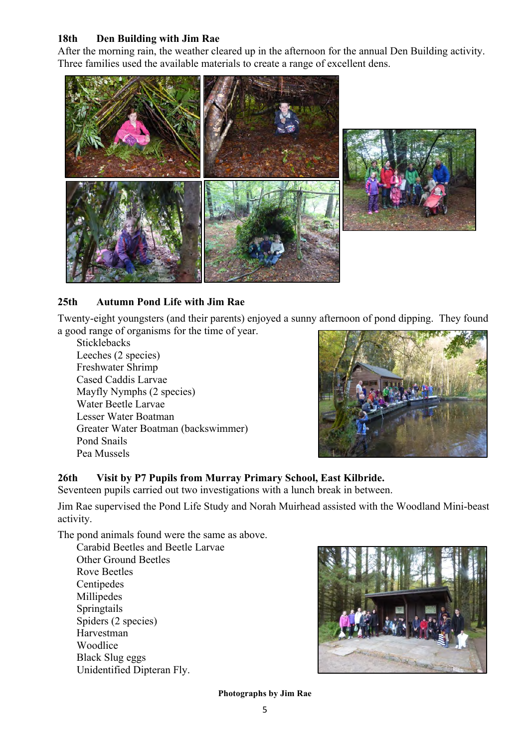### 18th Den Building with Jim Rae

After the morning rain, the weather cleared up in the afternoon for the annual Den Building activity. Three families used the available materials to create a range of excellent dens.

### 25th Autumn Pond Life with Jim Rae

Twenty-eight youngsters (and their parents) enjoyed a sunny afternoon of pond dipping. They found a good range of organisms for the time of year.

- Sticklebacks
- Leeches (2 species)
- Freshwater Shrimp
- Cased Caddis Larvae
- Mayfly Nymphs (2 species)
- Water Beetle Larvae
- Lesser Water Boatman
- Greater Water Boatman (backswimmer)
- Pond Snails
- Pea Mussels

### 26th Visit by P7 Pupils from Murray Primary School, East Kilbride.

Seventeen pupils carried out two investigations with a lunch break in between.

Jim Rae supervised the Pond Life Study and Norah Muirhead assisted with the Woodland Mini-beast activity.

The pond animals found were the same as above.

- Carabid Beetles and Beetle Larvae
- Other Ground Beetles
- Rove Beetles
- Centipedes
- Millipedes
- Springtails
- Spiders (2 species)
- Harvestman
- Woodlice
- Black Slug eggs
- Unidentified Dipteran Fly.

**Photographs by Jim Rae**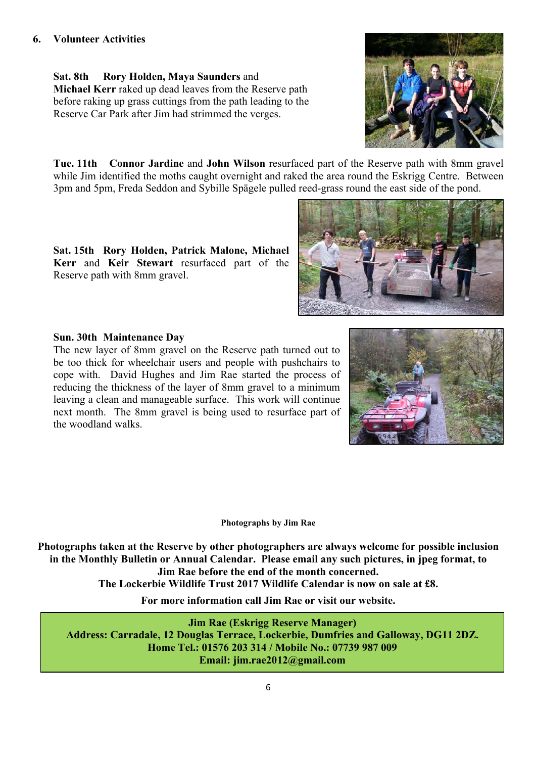## 6. Volunteer Activities

**Sat. 8th** **Rory Holden, Maya Saunders** and **Michael Kerr** raked up dead leaves from the Reserve path before raking up grass cuttings from the path leading to the Reserve Car Park after Jim had strimmed the verges.

**Tue. 11th** **Connor Jardine** and **John Wilson** resurfaced part of the Reserve path with 8mm gravel while Jim identified the moths caught overnight and raked the area round the Eskrigg Centre. Between 3pm and 5pm, Freda Seddon and Sybille Spägele pulled reed-grass round the east side of the pond.

**Sat. 15th** **Rory Holden, Patrick Malone, Michael Kerr** and **Keir Stewart** resurfaced part of the Reserve path with 8mm gravel.

**Sun. 30th Maintenance Day**
The new layer of 8mm gravel on the Reserve path turned out to be too thick for wheelchair users and people with pushchairs to cope with. David Hughes and Jim Rae started the process of reducing the thickness of the layer of 8mm gravel to a minimum leaving a clean and manageable surface. This work will continue next month. The 8mm gravel is being used to resurface part of the woodland walks.

**Photographs by Jim Rae**

**Photographs taken at the Reserve by other photographers are always welcome for possible inclusion in the Monthly Bulletin or Annual Calendar. Please email any such pictures, in jpeg format, to Jim Rae before the end of the month concerned.**
**The Lockerbie Wildlife Trust 2017 Wildlife Calendar is now on sale at £8.**

**For more information call Jim Rae or visit our website.**

**Jim Rae (Eskrigg Reserve Manager)**
**Address: Carradale, 12 Douglas Terrace, Lockerbie, Dumfries and Galloway, DG11 2DZ.**
**Home Tel.: 01576 203 314 / Mobile No.: 07739 987 009**
**Email: jim.rae2012@gmail.com**